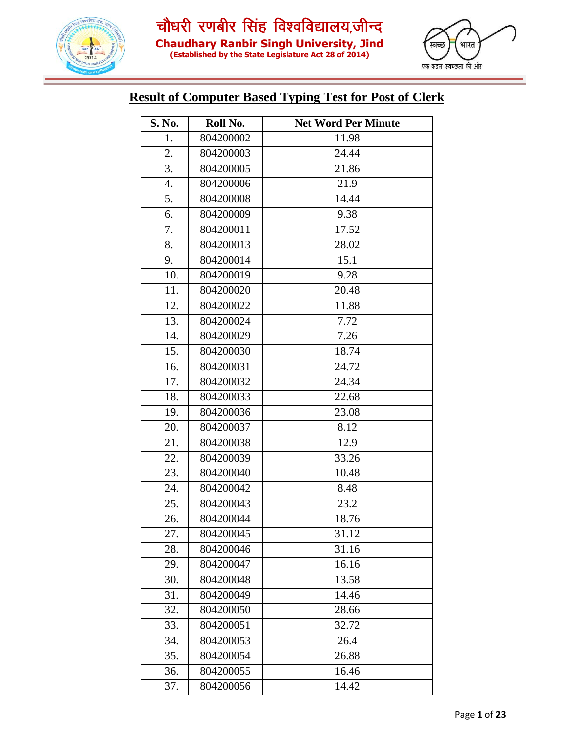चौधरी रणबीर सिंह विश्वविद्यालय,जीन्द

**Chaudhary Ranbir Singh University, Jind**

**(Established by the State Legislature Act 28 of 2014)**

स्वच्छ भारत

एक कदम स्वच्छता की ओर

## Result of Computer Based Typing Test for Post of Clerk

| S. No. | Roll No. | Net Word Per Minute |
|---|---|---|
| 1. | 804200002 | 11.98 |
| 2. | 804200003 | 24.44 |
| 3. | 804200005 | 21.86 |
| 4. | 804200006 | 21.9 |
| 5. | 804200008 | 14.44 |
| 6. | 804200009 | 9.38 |
| 7. | 804200011 | 17.52 |
| 8. | 804200013 | 28.02 |
| 9. | 804200014 | 15.1 |
| 10. | 804200019 | 9.28 |
| 11. | 804200020 | 20.48 |
| 12. | 804200022 | 11.88 |
| 13. | 804200024 | 7.72 |
| 14. | 804200029 | 7.26 |
| 15. | 804200030 | 18.74 |
| 16. | 804200031 | 24.72 |
| 17. | 804200032 | 24.34 |
| 18. | 804200033 | 22.68 |
| 19. | 804200036 | 23.08 |
| 20. | 804200037 | 8.12 |
| 21. | 804200038 | 12.9 |
| 22. | 804200039 | 33.26 |
| 23. | 804200040 | 10.48 |
| 24. | 804200042 | 8.48 |
| 25. | 804200043 | 23.2 |
| 26. | 804200044 | 18.76 |
| 27. | 804200045 | 31.12 |
| 28. | 804200046 | 31.16 |
| 29. | 804200047 | 16.16 |
| 30. | 804200048 | 13.58 |
| 31. | 804200049 | 14.46 |
| 32. | 804200050 | 28.66 |
| 33. | 804200051 | 32.72 |
| 34. | 804200053 | 26.4 |
| 35. | 804200054 | 26.88 |
| 36. | 804200055 | 16.46 |
| 37. | 804200056 | 14.42 |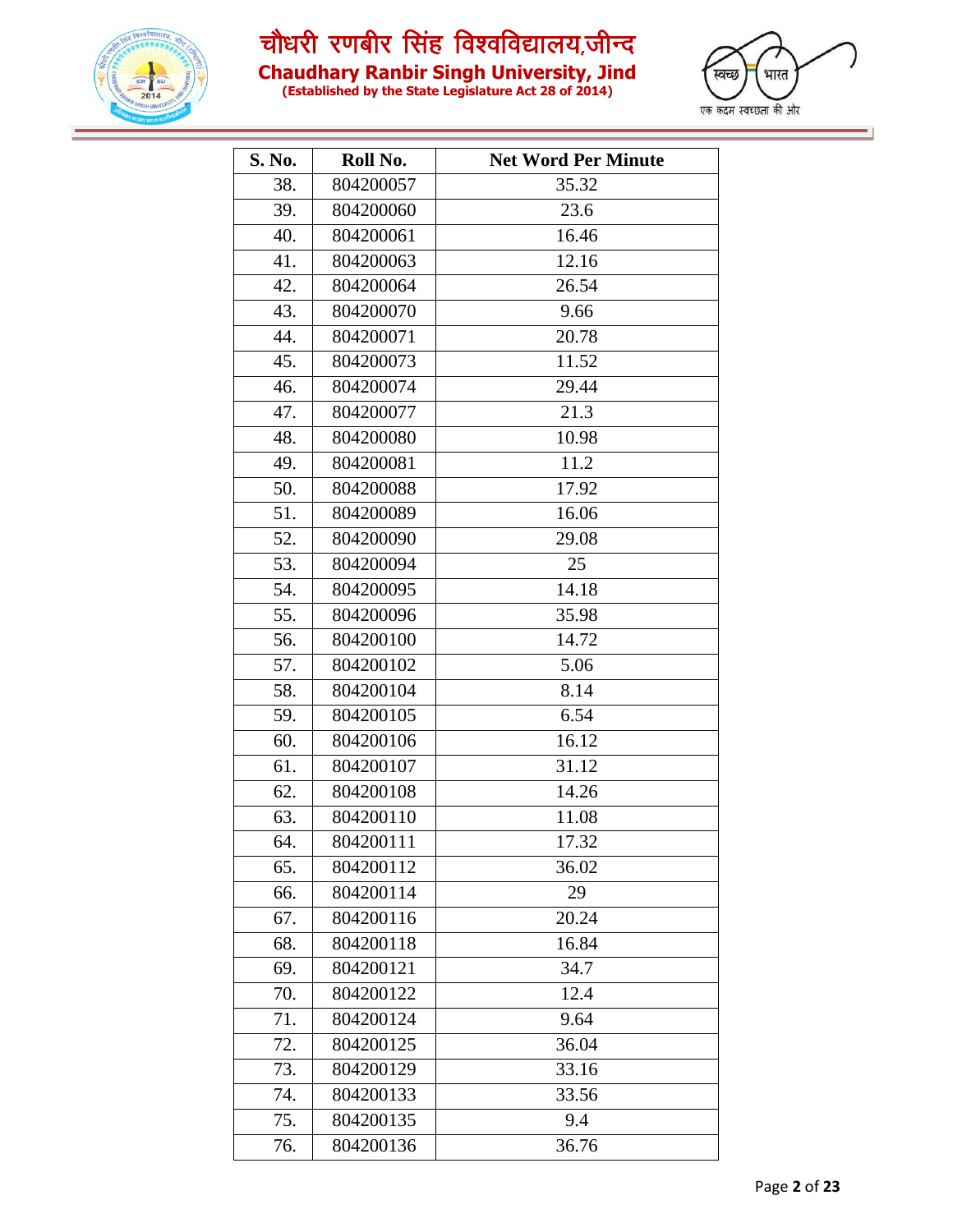| S. No. | Roll No. | Net Word Per Minute |
|---|---|---|
| 38. | 804200057 | 35.32 |
| 39. | 804200060 | 23.6 |
| 40. | 804200061 | 16.46 |
| 41. | 804200063 | 12.16 |
| 42. | 804200064 | 26.54 |
| 43. | 804200070 | 9.66 |
| 44. | 804200071 | 20.78 |
| 45. | 804200073 | 11.52 |
| 46. | 804200074 | 29.44 |
| 47. | 804200077 | 21.3 |
| 48. | 804200080 | 10.98 |
| 49. | 804200081 | 11.2 |
| 50. | 804200088 | 17.92 |
| 51. | 804200089 | 16.06 |
| 52. | 804200090 | 29.08 |
| 53. | 804200094 | 25 |
| 54. | 804200095 | 14.18 |
| 55. | 804200096 | 35.98 |
| 56. | 804200100 | 14.72 |
| 57. | 804200102 | 5.06 |
| 58. | 804200104 | 8.14 |
| 59. | 804200105 | 6.54 |
| 60. | 804200106 | 16.12 |
| 61. | 804200107 | 31.12 |
| 62. | 804200108 | 14.26 |
| 63. | 804200110 | 11.08 |
| 64. | 804200111 | 17.32 |
| 65. | 804200112 | 36.02 |
| 66. | 804200114 | 29 |
| 67. | 804200116 | 20.24 |
| 68. | 804200118 | 16.84 |
| 69. | 804200121 | 34.7 |
| 70. | 804200122 | 12.4 |
| 71. | 804200124 | 9.64 |
| 72. | 804200125 | 36.04 |
| 73. | 804200129 | 33.16 |
| 74. | 804200133 | 33.56 |
| 75. | 804200135 | 9.4 |
| 76. | 804200136 | 36.76 |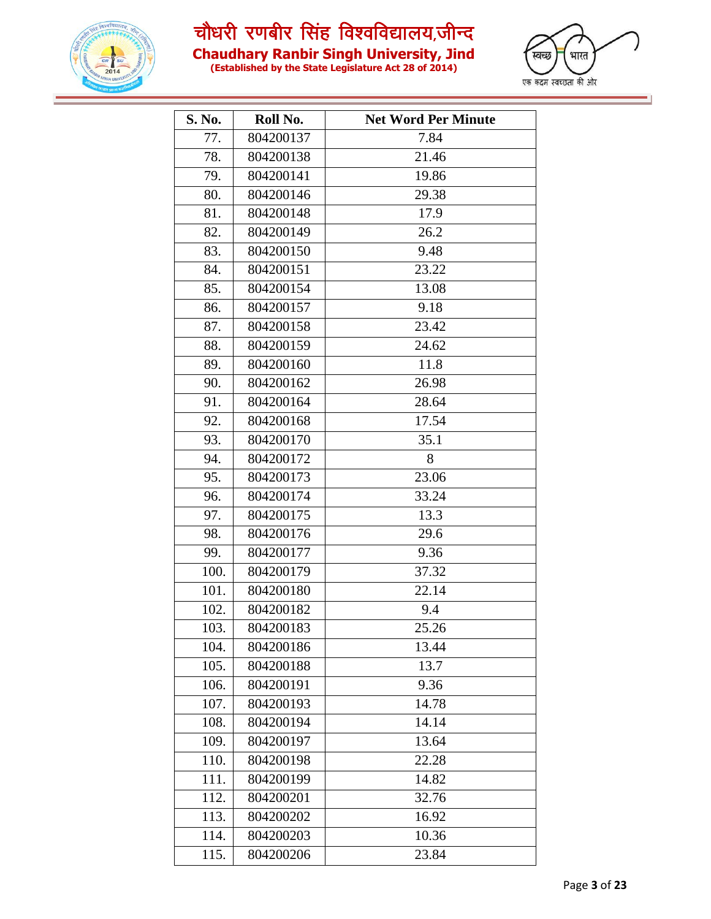# चौधरी रणबीर सिंह विश्वविद्यालय,जीन्द

## Chaudhary Ranbir Singh University, Jind

**(Established by the State Legislature Act 28 of 2014)**

| S. No. | Roll No. | Net Word Per Minute |
|---|---|---|
| 77. | 804200137 | 7.84 |
| 78. | 804200138 | 21.46 |
| 79. | 804200141 | 19.86 |
| 80. | 804200146 | 29.38 |
| 81. | 804200148 | 17.9 |
| 82. | 804200149 | 26.2 |
| 83. | 804200150 | 9.48 |
| 84. | 804200151 | 23.22 |
| 85. | 804200154 | 13.08 |
| 86. | 804200157 | 9.18 |
| 87. | 804200158 | 23.42 |
| 88. | 804200159 | 24.62 |
| 89. | 804200160 | 11.8 |
| 90. | 804200162 | 26.98 |
| 91. | 804200164 | 28.64 |
| 92. | 804200168 | 17.54 |
| 93. | 804200170 | 35.1 |
| 94. | 804200172 | 8 |
| 95. | 804200173 | 23.06 |
| 96. | 804200174 | 33.24 |
| 97. | 804200175 | 13.3 |
| 98. | 804200176 | 29.6 |
| 99. | 804200177 | 9.36 |
| 100. | 804200179 | 37.32 |
| 101. | 804200180 | 22.14 |
| 102. | 804200182 | 9.4 |
| 103. | 804200183 | 25.26 |
| 104. | 804200186 | 13.44 |
| 105. | 804200188 | 13.7 |
| 106. | 804200191 | 9.36 |
| 107. | 804200193 | 14.78 |
| 108. | 804200194 | 14.14 |
| 109. | 804200197 | 13.64 |
| 110. | 804200198 | 22.28 |
| 111. | 804200199 | 14.82 |
| 112. | 804200201 | 32.76 |
| 113. | 804200202 | 16.92 |
| 114. | 804200203 | 10.36 |
| 115. | 804200206 | 23.84 |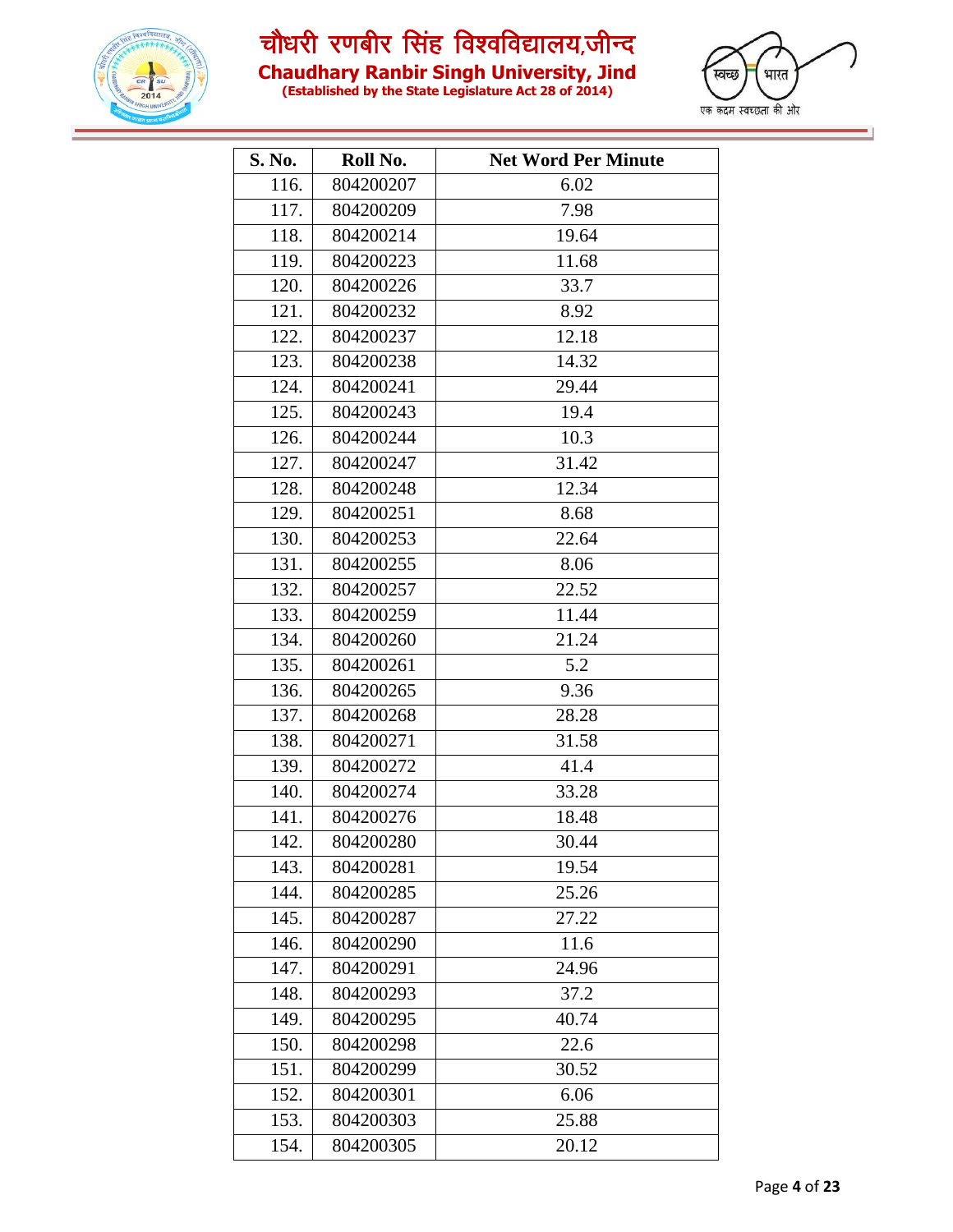| S. No. | Roll No. | Net Word Per Minute |
|---|---|---|
| 116. | 804200207 | 6.02 |
| 117. | 804200209 | 7.98 |
| 118. | 804200214 | 19.64 |
| 119. | 804200223 | 11.68 |
| 120. | 804200226 | 33.7 |
| 121. | 804200232 | 8.92 |
| 122. | 804200237 | 12.18 |
| 123. | 804200238 | 14.32 |
| 124. | 804200241 | 29.44 |
| 125. | 804200243 | 19.4 |
| 126. | 804200244 | 10.3 |
| 127. | 804200247 | 31.42 |
| 128. | 804200248 | 12.34 |
| 129. | 804200251 | 8.68 |
| 130. | 804200253 | 22.64 |
| 131. | 804200255 | 8.06 |
| 132. | 804200257 | 22.52 |
| 133. | 804200259 | 11.44 |
| 134. | 804200260 | 21.24 |
| 135. | 804200261 | 5.2 |
| 136. | 804200265 | 9.36 |
| 137. | 804200268 | 28.28 |
| 138. | 804200271 | 31.58 |
| 139. | 804200272 | 41.4 |
| 140. | 804200274 | 33.28 |
| 141. | 804200276 | 18.48 |
| 142. | 804200280 | 30.44 |
| 143. | 804200281 | 19.54 |
| 144. | 804200285 | 25.26 |
| 145. | 804200287 | 27.22 |
| 146. | 804200290 | 11.6 |
| 147. | 804200291 | 24.96 |
| 148. | 804200293 | 37.2 |
| 149. | 804200295 | 40.74 |
| 150. | 804200298 | 22.6 |
| 151. | 804200299 | 30.52 |
| 152. | 804200301 | 6.06 |
| 153. | 804200303 | 25.88 |
| 154. | 804200305 | 20.12 |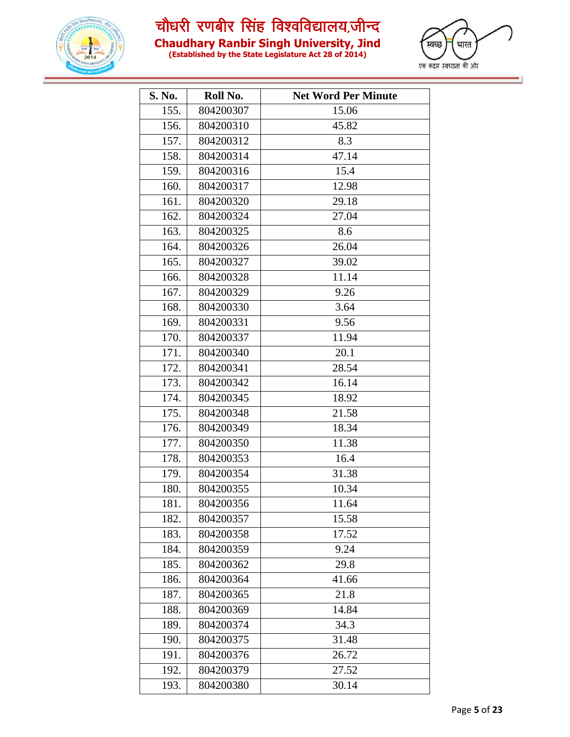# चौधरी रणबीर सिंह विश्वविद्यालय,जीन्द

## Chaudhary Ranbir Singh University, Jind

**(Established by the State Legislature Act 28 of 2014)**

| S. No. | Roll No. | Net Word Per Minute |
|---|---|---|
| 155. | 804200307 | 15.06 |
| 156. | 804200310 | 45.82 |
| 157. | 804200312 | 8.3 |
| 158. | 804200314 | 47.14 |
| 159. | 804200316 | 15.4 |
| 160. | 804200317 | 12.98 |
| 161. | 804200320 | 29.18 |
| 162. | 804200324 | 27.04 |
| 163. | 804200325 | 8.6 |
| 164. | 804200326 | 26.04 |
| 165. | 804200327 | 39.02 |
| 166. | 804200328 | 11.14 |
| 167. | 804200329 | 9.26 |
| 168. | 804200330 | 3.64 |
| 169. | 804200331 | 9.56 |
| 170. | 804200337 | 11.94 |
| 171. | 804200340 | 20.1 |
| 172. | 804200341 | 28.54 |
| 173. | 804200342 | 16.14 |
| 174. | 804200345 | 18.92 |
| 175. | 804200348 | 21.58 |
| 176. | 804200349 | 18.34 |
| 177. | 804200350 | 11.38 |
| 178. | 804200353 | 16.4 |
| 179. | 804200354 | 31.38 |
| 180. | 804200355 | 10.34 |
| 181. | 804200356 | 11.64 |
| 182. | 804200357 | 15.58 |
| 183. | 804200358 | 17.52 |
| 184. | 804200359 | 9.24 |
| 185. | 804200362 | 29.8 |
| 186. | 804200364 | 41.66 |
| 187. | 804200365 | 21.8 |
| 188. | 804200369 | 14.84 |
| 189. | 804200374 | 34.3 |
| 190. | 804200375 | 31.48 |
| 191. | 804200376 | 26.72 |
| 192. | 804200379 | 27.52 |
| 193. | 804200380 | 30.14 |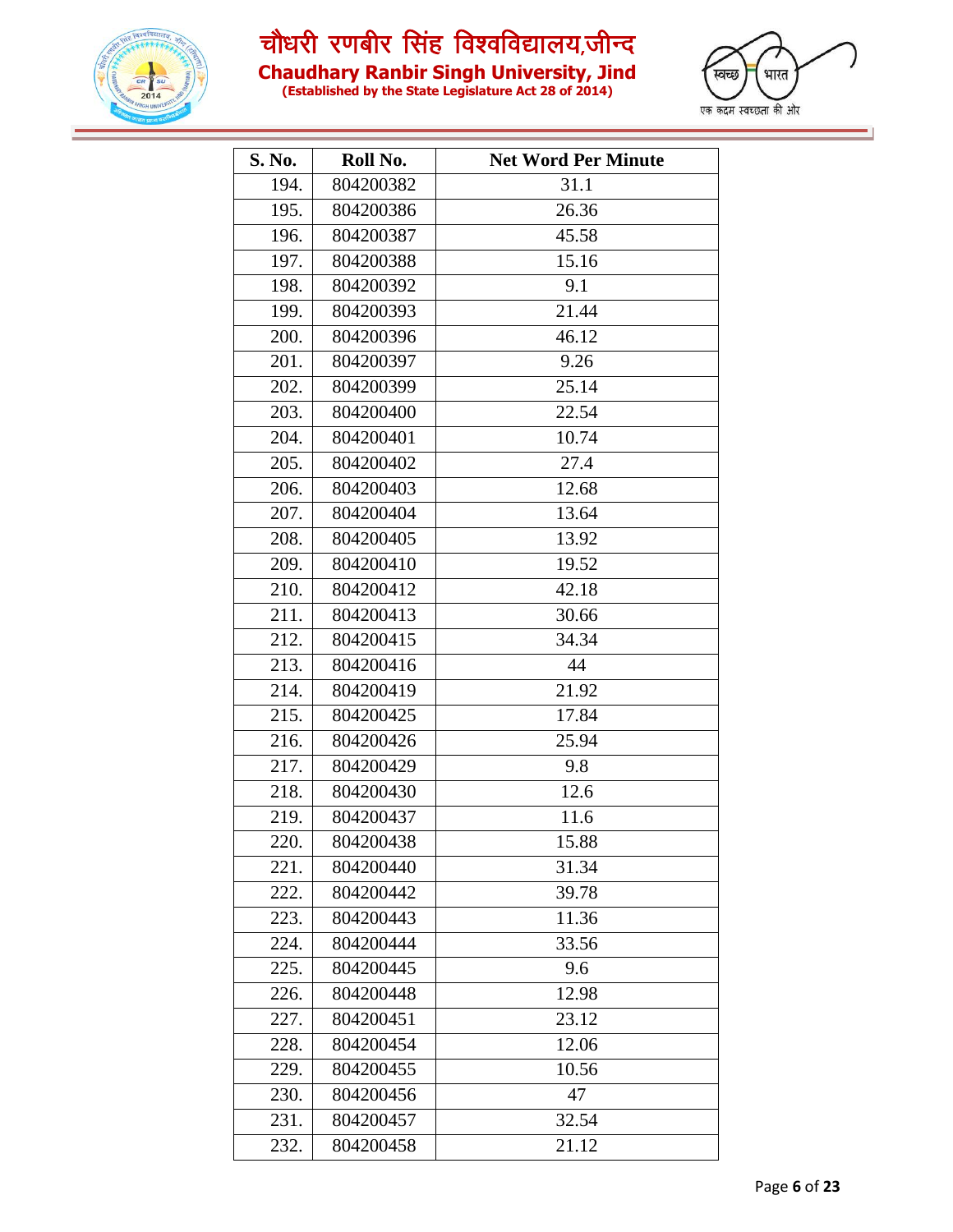| S. No. | Roll No. | Net Word Per Minute |
|---|---|---|
| 194. | 804200382 | 31.1 |
| 195. | 804200386 | 26.36 |
| 196. | 804200387 | 45.58 |
| 197. | 804200388 | 15.16 |
| 198. | 804200392 | 9.1 |
| 199. | 804200393 | 21.44 |
| 200. | 804200396 | 46.12 |
| 201. | 804200397 | 9.26 |
| 202. | 804200399 | 25.14 |
| 203. | 804200400 | 22.54 |
| 204. | 804200401 | 10.74 |
| 205. | 804200402 | 27.4 |
| 206. | 804200403 | 12.68 |
| 207. | 804200404 | 13.64 |
| 208. | 804200405 | 13.92 |
| 209. | 804200410 | 19.52 |
| 210. | 804200412 | 42.18 |
| 211. | 804200413 | 30.66 |
| 212. | 804200415 | 34.34 |
| 213. | 804200416 | 44 |
| 214. | 804200419 | 21.92 |
| 215. | 804200425 | 17.84 |
| 216. | 804200426 | 25.94 |
| 217. | 804200429 | 9.8 |
| 218. | 804200430 | 12.6 |
| 219. | 804200437 | 11.6 |
| 220. | 804200438 | 15.88 |
| 221. | 804200440 | 31.34 |
| 222. | 804200442 | 39.78 |
| 223. | 804200443 | 11.36 |
| 224. | 804200444 | 33.56 |
| 225. | 804200445 | 9.6 |
| 226. | 804200448 | 12.98 |
| 227. | 804200451 | 23.12 |
| 228. | 804200454 | 12.06 |
| 229. | 804200455 | 10.56 |
| 230. | 804200456 | 47 |
| 231. | 804200457 | 32.54 |
| 232. | 804200458 | 21.12 |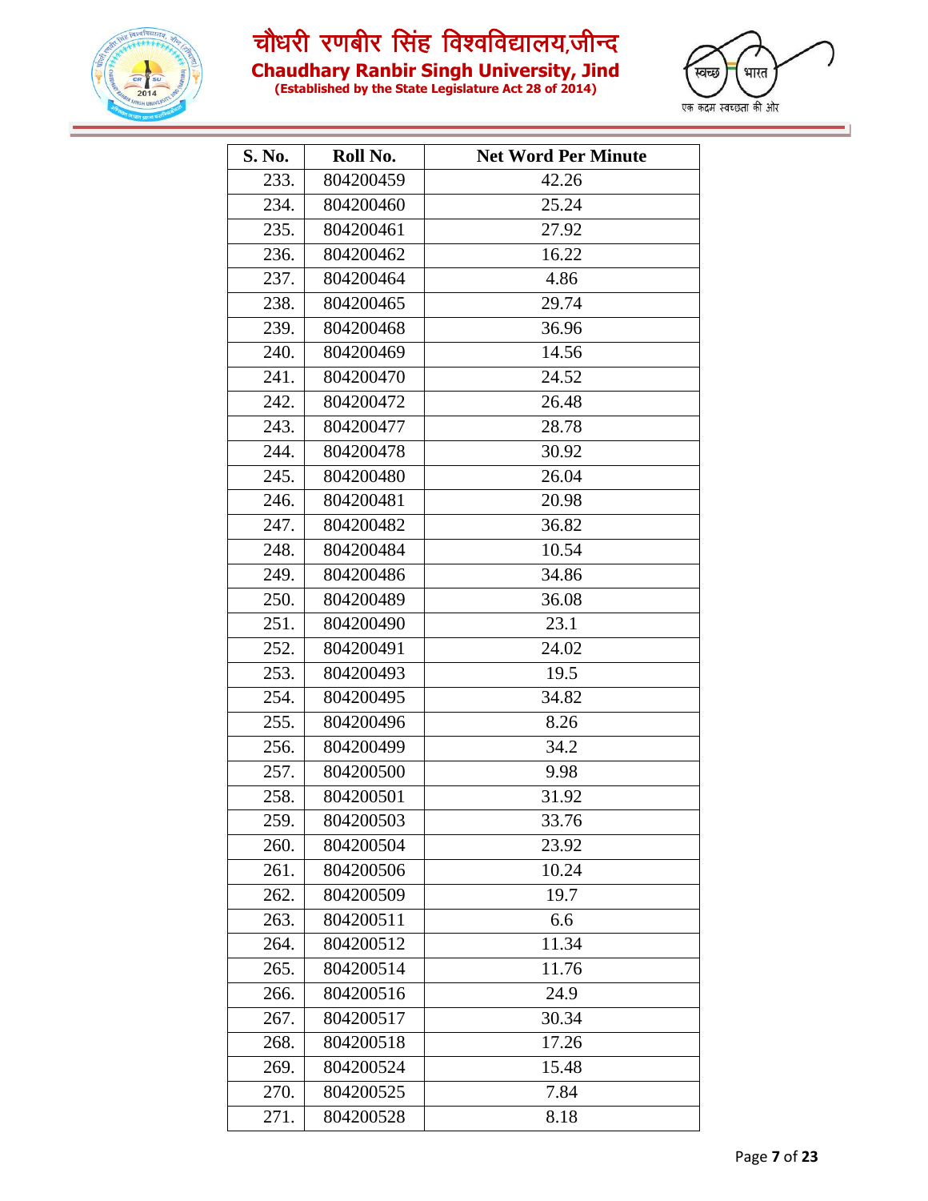| S. No. | Roll No. | Net Word Per Minute |
|---|---|---|
| 233. | 804200459 | 42.26 |
| 234. | 804200460 | 25.24 |
| 235. | 804200461 | 27.92 |
| 236. | 804200462 | 16.22 |
| 237. | 804200464 | 4.86 |
| 238. | 804200465 | 29.74 |
| 239. | 804200468 | 36.96 |
| 240. | 804200469 | 14.56 |
| 241. | 804200470 | 24.52 |
| 242. | 804200472 | 26.48 |
| 243. | 804200477 | 28.78 |
| 244. | 804200478 | 30.92 |
| 245. | 804200480 | 26.04 |
| 246. | 804200481 | 20.98 |
| 247. | 804200482 | 36.82 |
| 248. | 804200484 | 10.54 |
| 249. | 804200486 | 34.86 |
| 250. | 804200489 | 36.08 |
| 251. | 804200490 | 23.1 |
| 252. | 804200491 | 24.02 |
| 253. | 804200493 | 19.5 |
| 254. | 804200495 | 34.82 |
| 255. | 804200496 | 8.26 |
| 256. | 804200499 | 34.2 |
| 257. | 804200500 | 9.98 |
| 258. | 804200501 | 31.92 |
| 259. | 804200503 | 33.76 |
| 260. | 804200504 | 23.92 |
| 261. | 804200506 | 10.24 |
| 262. | 804200509 | 19.7 |
| 263. | 804200511 | 6.6 |
| 264. | 804200512 | 11.34 |
| 265. | 804200514 | 11.76 |
| 266. | 804200516 | 24.9 |
| 267. | 804200517 | 30.34 |
| 268. | 804200518 | 17.26 |
| 269. | 804200524 | 15.48 |
| 270. | 804200525 | 7.84 |
| 271. | 804200528 | 8.18 |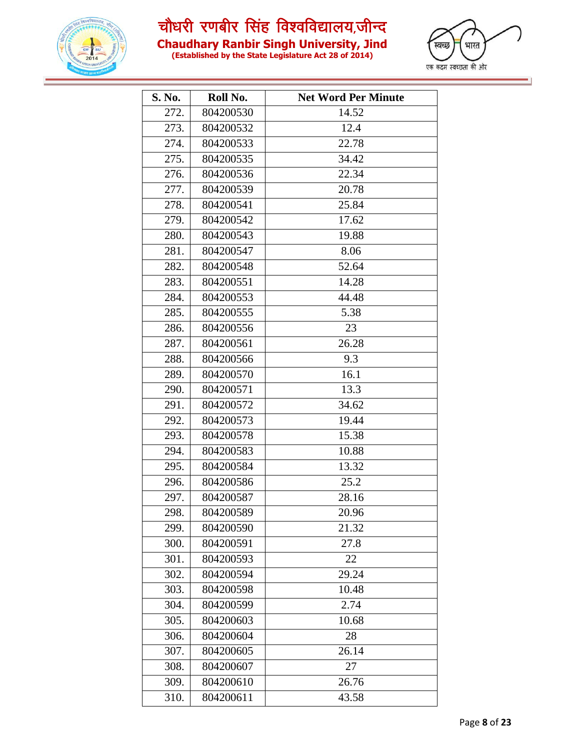# चौधरी रणबीर सिंह विश्वविद्यालय,जीन्द

## Chaudhary Ranbir Singh University, Jind

**(Established by the State Legislature Act 28 of 2014)**

| S. No. | Roll No. | Net Word Per Minute |
|---|---|---|
| 272. | 804200530 | 14.52 |
| 273. | 804200532 | 12.4 |
| 274. | 804200533 | 22.78 |
| 275. | 804200535 | 34.42 |
| 276. | 804200536 | 22.34 |
| 277. | 804200539 | 20.78 |
| 278. | 804200541 | 25.84 |
| 279. | 804200542 | 17.62 |
| 280. | 804200543 | 19.88 |
| 281. | 804200547 | 8.06 |
| 282. | 804200548 | 52.64 |
| 283. | 804200551 | 14.28 |
| 284. | 804200553 | 44.48 |
| 285. | 804200555 | 5.38 |
| 286. | 804200556 | 23 |
| 287. | 804200561 | 26.28 |
| 288. | 804200566 | 9.3 |
| 289. | 804200570 | 16.1 |
| 290. | 804200571 | 13.3 |
| 291. | 804200572 | 34.62 |
| 292. | 804200573 | 19.44 |
| 293. | 804200578 | 15.38 |
| 294. | 804200583 | 10.88 |
| 295. | 804200584 | 13.32 |
| 296. | 804200586 | 25.2 |
| 297. | 804200587 | 28.16 |
| 298. | 804200589 | 20.96 |
| 299. | 804200590 | 21.32 |
| 300. | 804200591 | 27.8 |
| 301. | 804200593 | 22 |
| 302. | 804200594 | 29.24 |
| 303. | 804200598 | 10.48 |
| 304. | 804200599 | 2.74 |
| 305. | 804200603 | 10.68 |
| 306. | 804200604 | 28 |
| 307. | 804200605 | 26.14 |
| 308. | 804200607 | 27 |
| 309. | 804200610 | 26.76 |
| 310. | 804200611 | 43.58 |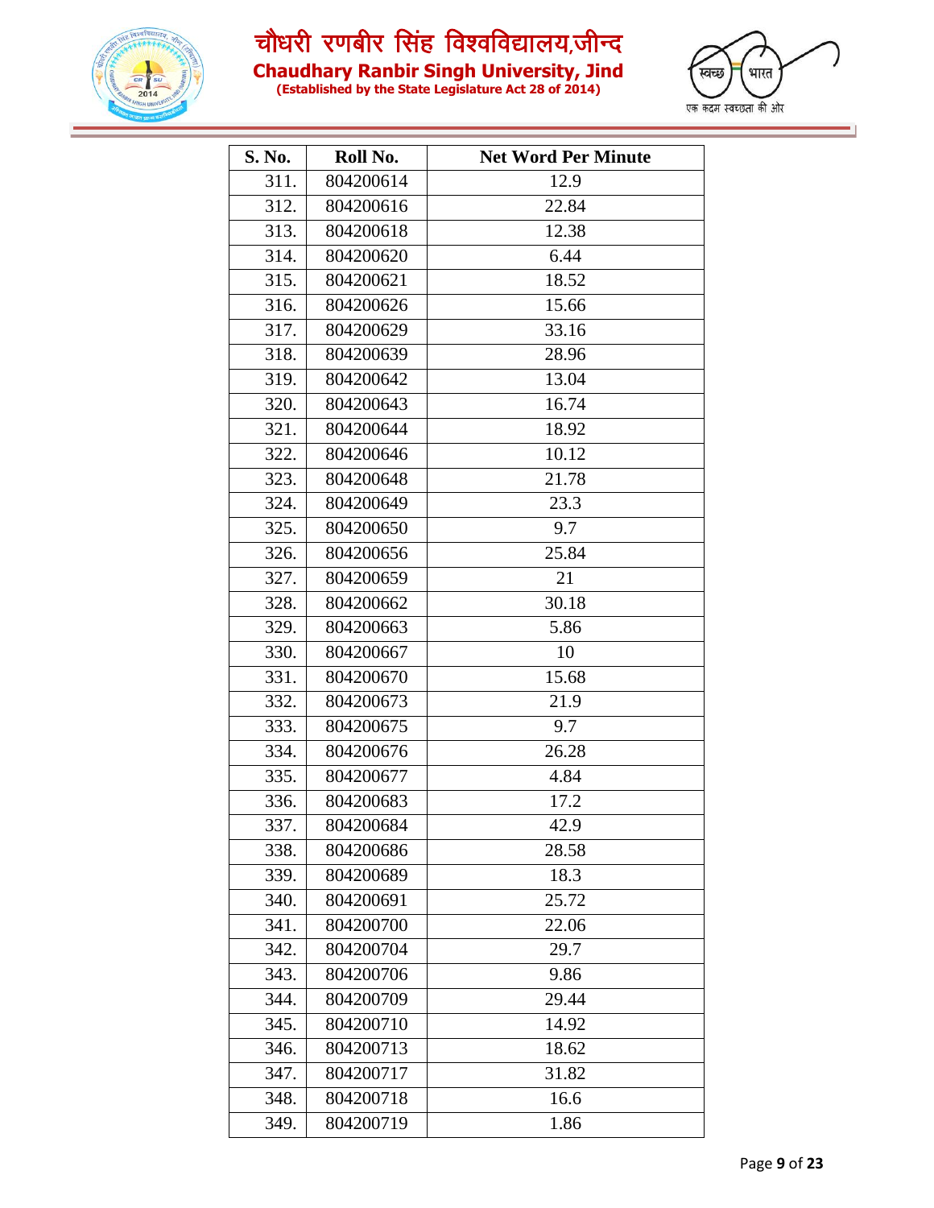| S. No. | Roll No. | Net Word Per Minute |
|---|---|---|
| 311. | 804200614 | 12.9 |
| 312. | 804200616 | 22.84 |
| 313. | 804200618 | 12.38 |
| 314. | 804200620 | 6.44 |
| 315. | 804200621 | 18.52 |
| 316. | 804200626 | 15.66 |
| 317. | 804200629 | 33.16 |
| 318. | 804200639 | 28.96 |
| 319. | 804200642 | 13.04 |
| 320. | 804200643 | 16.74 |
| 321. | 804200644 | 18.92 |
| 322. | 804200646 | 10.12 |
| 323. | 804200648 | 21.78 |
| 324. | 804200649 | 23.3 |
| 325. | 804200650 | 9.7 |
| 326. | 804200656 | 25.84 |
| 327. | 804200659 | 21 |
| 328. | 804200662 | 30.18 |
| 329. | 804200663 | 5.86 |
| 330. | 804200667 | 10 |
| 331. | 804200670 | 15.68 |
| 332. | 804200673 | 21.9 |
| 333. | 804200675 | 9.7 |
| 334. | 804200676 | 26.28 |
| 335. | 804200677 | 4.84 |
| 336. | 804200683 | 17.2 |
| 337. | 804200684 | 42.9 |
| 338. | 804200686 | 28.58 |
| 339. | 804200689 | 18.3 |
| 340. | 804200691 | 25.72 |
| 341. | 804200700 | 22.06 |
| 342. | 804200704 | 29.7 |
| 343. | 804200706 | 9.86 |
| 344. | 804200709 | 29.44 |
| 345. | 804200710 | 14.92 |
| 346. | 804200713 | 18.62 |
| 347. | 804200717 | 31.82 |
| 348. | 804200718 | 16.6 |
| 349. | 804200719 | 1.86 |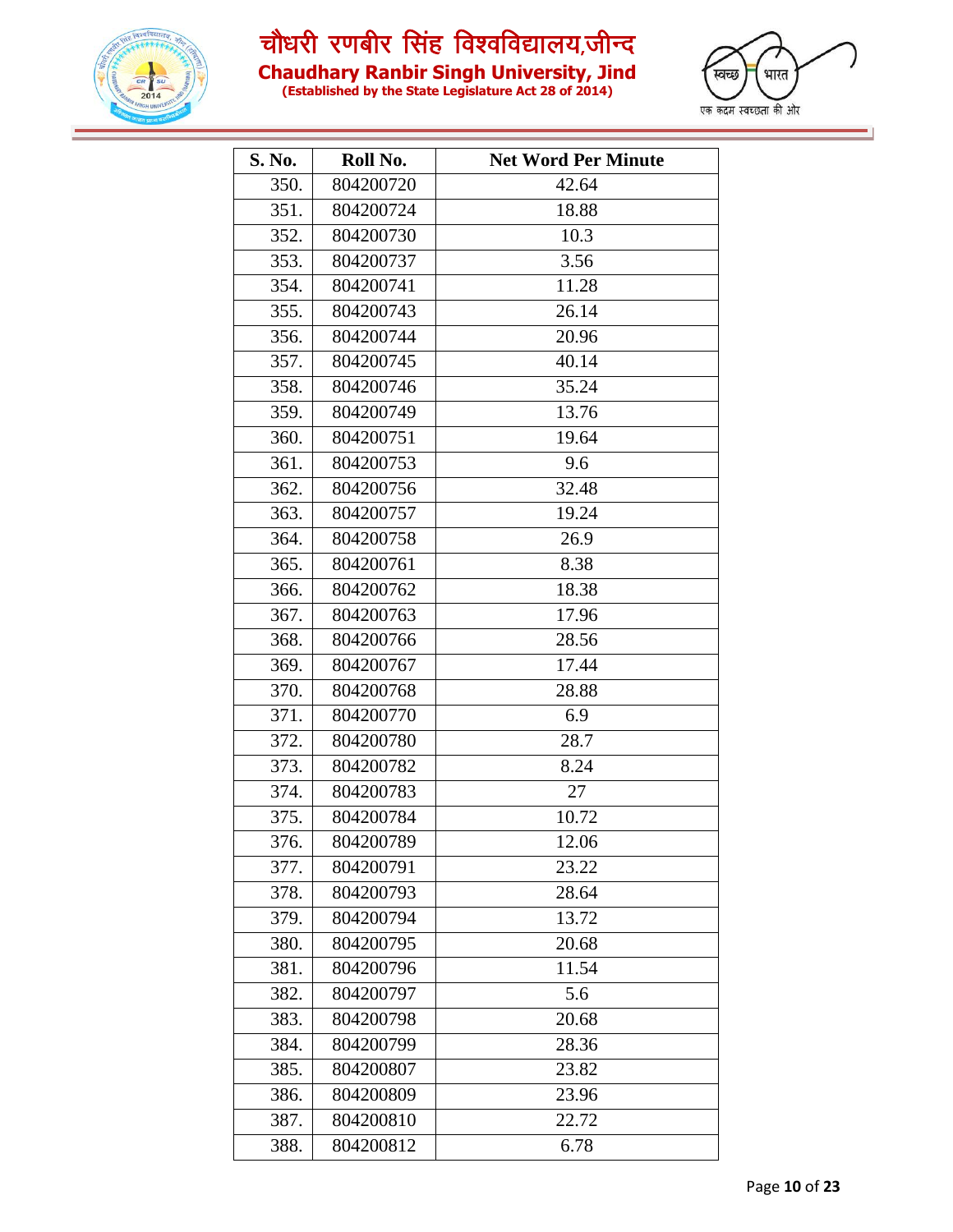| S. No. | Roll No. | Net Word Per Minute |
|---|---|---|
| 350. | 804200720 | 42.64 |
| 351. | 804200724 | 18.88 |
| 352. | 804200730 | 10.3 |
| 353. | 804200737 | 3.56 |
| 354. | 804200741 | 11.28 |
| 355. | 804200743 | 26.14 |
| 356. | 804200744 | 20.96 |
| 357. | 804200745 | 40.14 |
| 358. | 804200746 | 35.24 |
| 359. | 804200749 | 13.76 |
| 360. | 804200751 | 19.64 |
| 361. | 804200753 | 9.6 |
| 362. | 804200756 | 32.48 |
| 363. | 804200757 | 19.24 |
| 364. | 804200758 | 26.9 |
| 365. | 804200761 | 8.38 |
| 366. | 804200762 | 18.38 |
| 367. | 804200763 | 17.96 |
| 368. | 804200766 | 28.56 |
| 369. | 804200767 | 17.44 |
| 370. | 804200768 | 28.88 |
| 371. | 804200770 | 6.9 |
| 372. | 804200780 | 28.7 |
| 373. | 804200782 | 8.24 |
| 374. | 804200783 | 27 |
| 375. | 804200784 | 10.72 |
| 376. | 804200789 | 12.06 |
| 377. | 804200791 | 23.22 |
| 378. | 804200793 | 28.64 |
| 379. | 804200794 | 13.72 |
| 380. | 804200795 | 20.68 |
| 381. | 804200796 | 11.54 |
| 382. | 804200797 | 5.6 |
| 383. | 804200798 | 20.68 |
| 384. | 804200799 | 28.36 |
| 385. | 804200807 | 23.82 |
| 386. | 804200809 | 23.96 |
| 387. | 804200810 | 22.72 |
| 388. | 804200812 | 6.78 |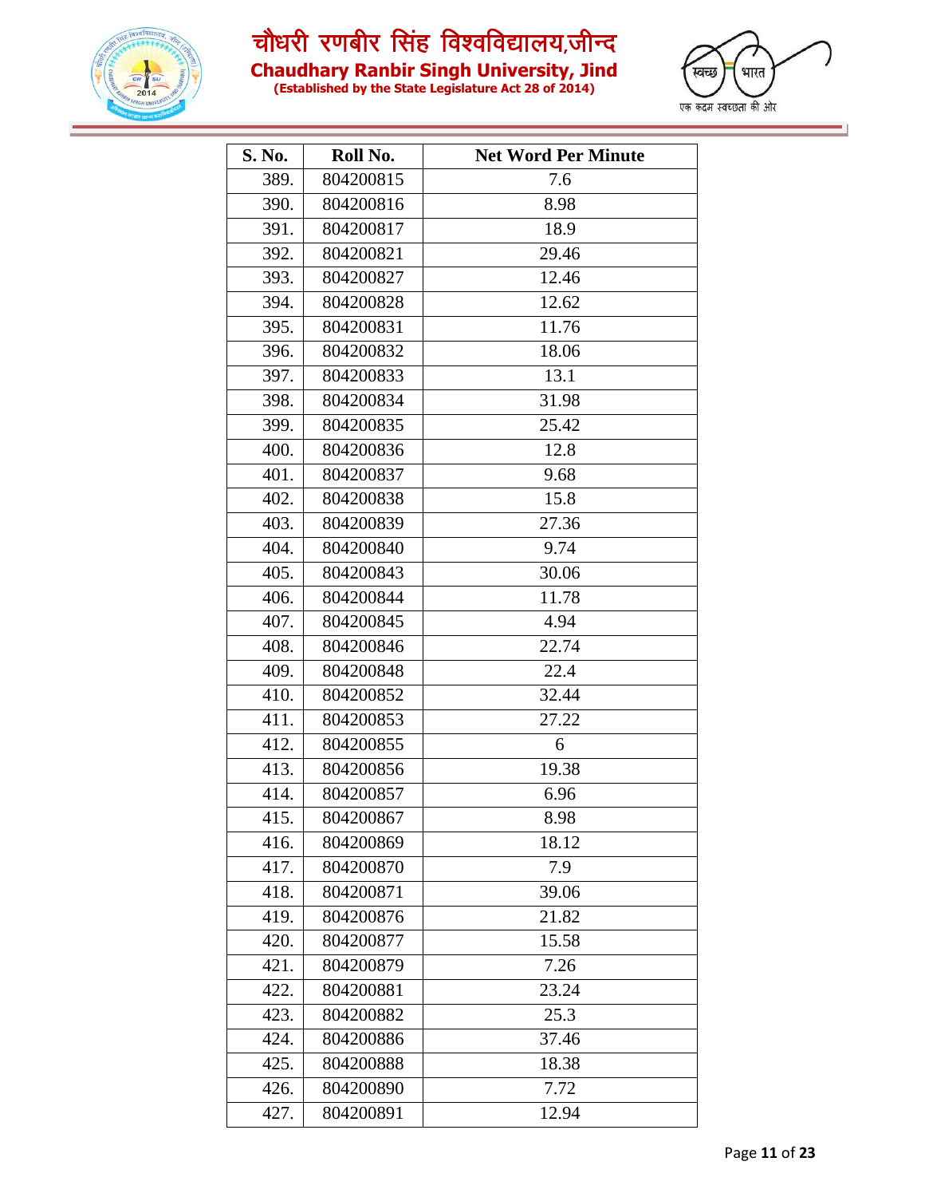| S. No. | Roll No. | Net Word Per Minute |
|---|---|---|
| 389. | 804200815 | 7.6 |
| 390. | 804200816 | 8.98 |
| 391. | 804200817 | 18.9 |
| 392. | 804200821 | 29.46 |
| 393. | 804200827 | 12.46 |
| 394. | 804200828 | 12.62 |
| 395. | 804200831 | 11.76 |
| 396. | 804200832 | 18.06 |
| 397. | 804200833 | 13.1 |
| 398. | 804200834 | 31.98 |
| 399. | 804200835 | 25.42 |
| 400. | 804200836 | 12.8 |
| 401. | 804200837 | 9.68 |
| 402. | 804200838 | 15.8 |
| 403. | 804200839 | 27.36 |
| 404. | 804200840 | 9.74 |
| 405. | 804200843 | 30.06 |
| 406. | 804200844 | 11.78 |
| 407. | 804200845 | 4.94 |
| 408. | 804200846 | 22.74 |
| 409. | 804200848 | 22.4 |
| 410. | 804200852 | 32.44 |
| 411. | 804200853 | 27.22 |
| 412. | 804200855 | 6 |
| 413. | 804200856 | 19.38 |
| 414. | 804200857 | 6.96 |
| 415. | 804200867 | 8.98 |
| 416. | 804200869 | 18.12 |
| 417. | 804200870 | 7.9 |
| 418. | 804200871 | 39.06 |
| 419. | 804200876 | 21.82 |
| 420. | 804200877 | 15.58 |
| 421. | 804200879 | 7.26 |
| 422. | 804200881 | 23.24 |
| 423. | 804200882 | 25.3 |
| 424. | 804200886 | 37.46 |
| 425. | 804200888 | 18.38 |
| 426. | 804200890 | 7.72 |
| 427. | 804200891 | 12.94 |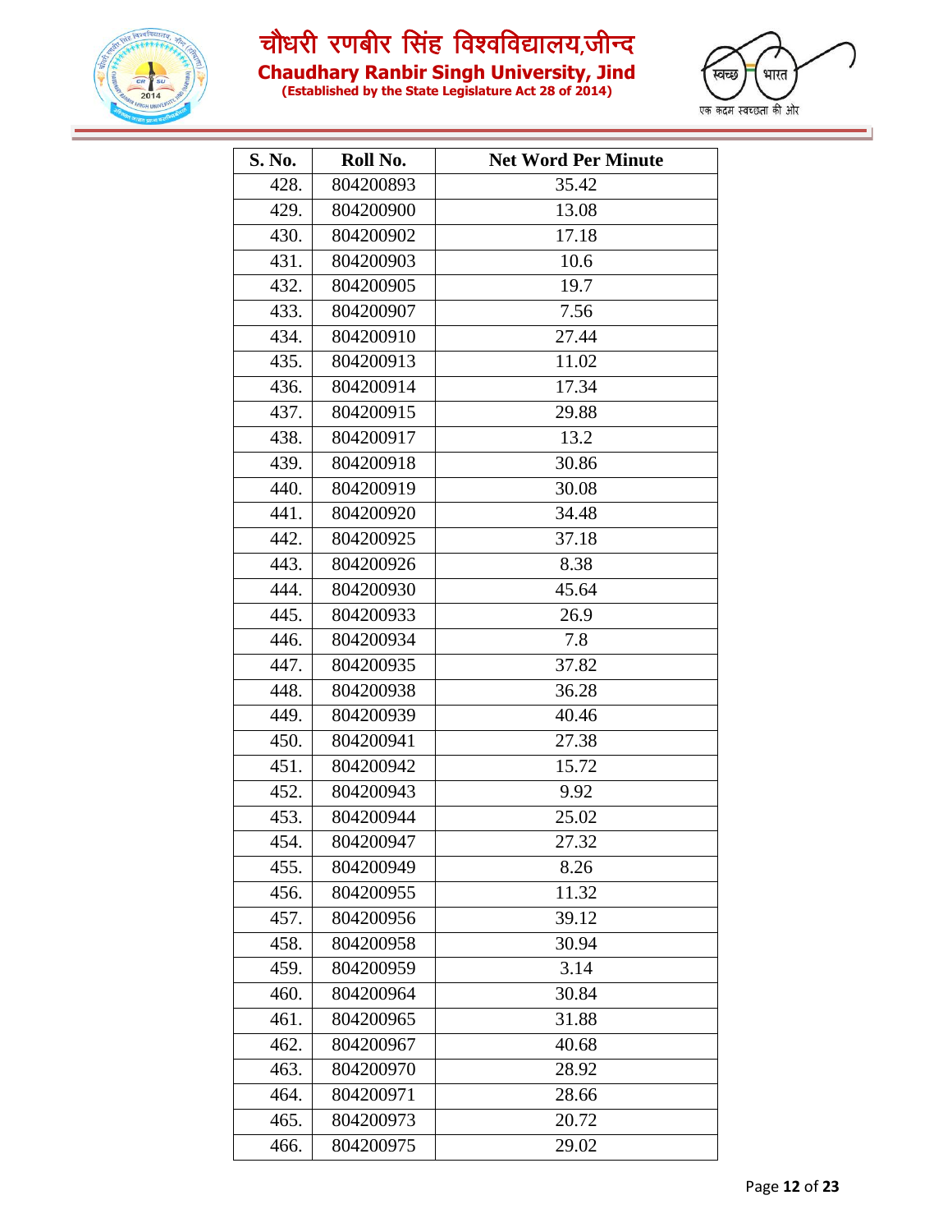| S. No. | Roll No. | Net Word Per Minute |
|---|---|---|
| 428. | 804200893 | 35.42 |
| 429. | 804200900 | 13.08 |
| 430. | 804200902 | 17.18 |
| 431. | 804200903 | 10.6 |
| 432. | 804200905 | 19.7 |
| 433. | 804200907 | 7.56 |
| 434. | 804200910 | 27.44 |
| 435. | 804200913 | 11.02 |
| 436. | 804200914 | 17.34 |
| 437. | 804200915 | 29.88 |
| 438. | 804200917 | 13.2 |
| 439. | 804200918 | 30.86 |
| 440. | 804200919 | 30.08 |
| 441. | 804200920 | 34.48 |
| 442. | 804200925 | 37.18 |
| 443. | 804200926 | 8.38 |
| 444. | 804200930 | 45.64 |
| 445. | 804200933 | 26.9 |
| 446. | 804200934 | 7.8 |
| 447. | 804200935 | 37.82 |
| 448. | 804200938 | 36.28 |
| 449. | 804200939 | 40.46 |
| 450. | 804200941 | 27.38 |
| 451. | 804200942 | 15.72 |
| 452. | 804200943 | 9.92 |
| 453. | 804200944 | 25.02 |
| 454. | 804200947 | 27.32 |
| 455. | 804200949 | 8.26 |
| 456. | 804200955 | 11.32 |
| 457. | 804200956 | 39.12 |
| 458. | 804200958 | 30.94 |
| 459. | 804200959 | 3.14 |
| 460. | 804200964 | 30.84 |
| 461. | 804200965 | 31.88 |
| 462. | 804200967 | 40.68 |
| 463. | 804200970 | 28.92 |
| 464. | 804200971 | 28.66 |
| 465. | 804200973 | 20.72 |
| 466. | 804200975 | 29.02 |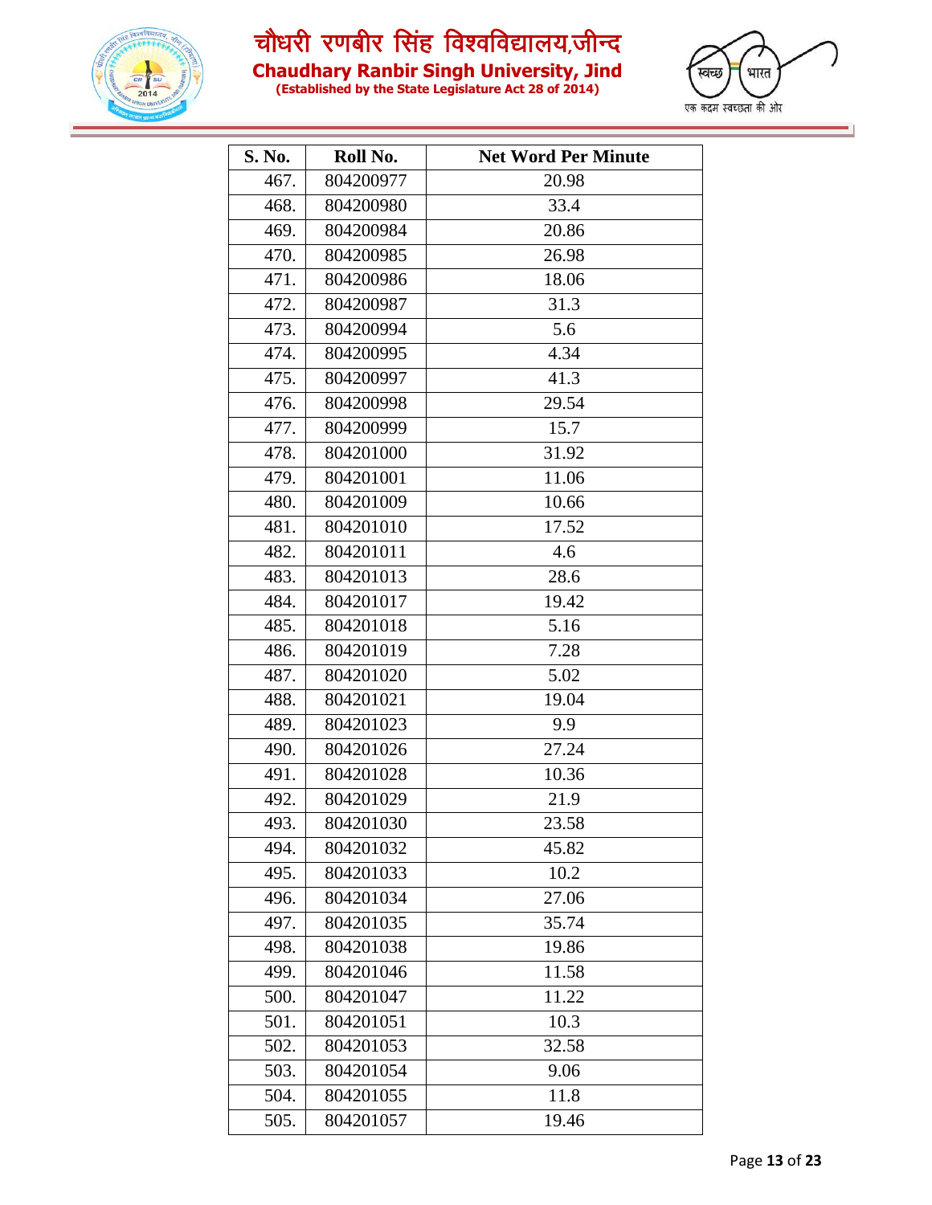| S. No. | Roll No. | Net Word Per Minute |
|---|---|---|
| 467. | 804200977 | 20.98 |
| 468. | 804200980 | 33.4 |
| 469. | 804200984 | 20.86 |
| 470. | 804200985 | 26.98 |
| 471. | 804200986 | 18.06 |
| 472. | 804200987 | 31.3 |
| 473. | 804200994 | 5.6 |
| 474. | 804200995 | 4.34 |
| 475. | 804200997 | 41.3 |
| 476. | 804200998 | 29.54 |
| 477. | 804200999 | 15.7 |
| 478. | 804201000 | 31.92 |
| 479. | 804201001 | 11.06 |
| 480. | 804201009 | 10.66 |
| 481. | 804201010 | 17.52 |
| 482. | 804201011 | 4.6 |
| 483. | 804201013 | 28.6 |
| 484. | 804201017 | 19.42 |
| 485. | 804201018 | 5.16 |
| 486. | 804201019 | 7.28 |
| 487. | 804201020 | 5.02 |
| 488. | 804201021 | 19.04 |
| 489. | 804201023 | 9.9 |
| 490. | 804201026 | 27.24 |
| 491. | 804201028 | 10.36 |
| 492. | 804201029 | 21.9 |
| 493. | 804201030 | 23.58 |
| 494. | 804201032 | 45.82 |
| 495. | 804201033 | 10.2 |
| 496. | 804201034 | 27.06 |
| 497. | 804201035 | 35.74 |
| 498. | 804201038 | 19.86 |
| 499. | 804201046 | 11.58 |
| 500. | 804201047 | 11.22 |
| 501. | 804201051 | 10.3 |
| 502. | 804201053 | 32.58 |
| 503. | 804201054 | 9.06 |
| 504. | 804201055 | 11.8 |
| 505. | 804201057 | 19.46 |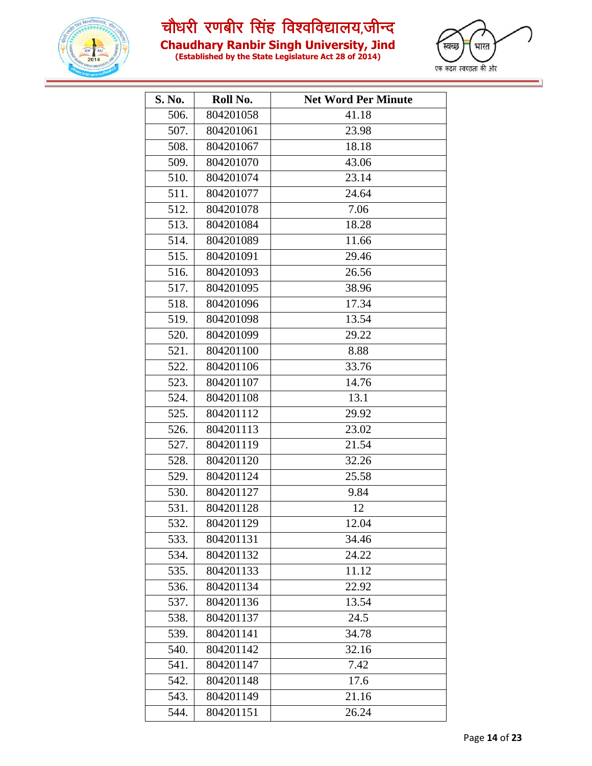| S. No. | Roll No. | Net Word Per Minute |
|---|---|---|
| 506. | 804201058 | 41.18 |
| 507. | 804201061 | 23.98 |
| 508. | 804201067 | 18.18 |
| 509. | 804201070 | 43.06 |
| 510. | 804201074 | 23.14 |
| 511. | 804201077 | 24.64 |
| 512. | 804201078 | 7.06 |
| 513. | 804201084 | 18.28 |
| 514. | 804201089 | 11.66 |
| 515. | 804201091 | 29.46 |
| 516. | 804201093 | 26.56 |
| 517. | 804201095 | 38.96 |
| 518. | 804201096 | 17.34 |
| 519. | 804201098 | 13.54 |
| 520. | 804201099 | 29.22 |
| 521. | 804201100 | 8.88 |
| 522. | 804201106 | 33.76 |
| 523. | 804201107 | 14.76 |
| 524. | 804201108 | 13.1 |
| 525. | 804201112 | 29.92 |
| 526. | 804201113 | 23.02 |
| 527. | 804201119 | 21.54 |
| 528. | 804201120 | 32.26 |
| 529. | 804201124 | 25.58 |
| 530. | 804201127 | 9.84 |
| 531. | 804201128 | 12 |
| 532. | 804201129 | 12.04 |
| 533. | 804201131 | 34.46 |
| 534. | 804201132 | 24.22 |
| 535. | 804201133 | 11.12 |
| 536. | 804201134 | 22.92 |
| 537. | 804201136 | 13.54 |
| 538. | 804201137 | 24.5 |
| 539. | 804201141 | 34.78 |
| 540. | 804201142 | 32.16 |
| 541. | 804201147 | 7.42 |
| 542. | 804201148 | 17.6 |
| 543. | 804201149 | 21.16 |
| 544. | 804201151 | 26.24 |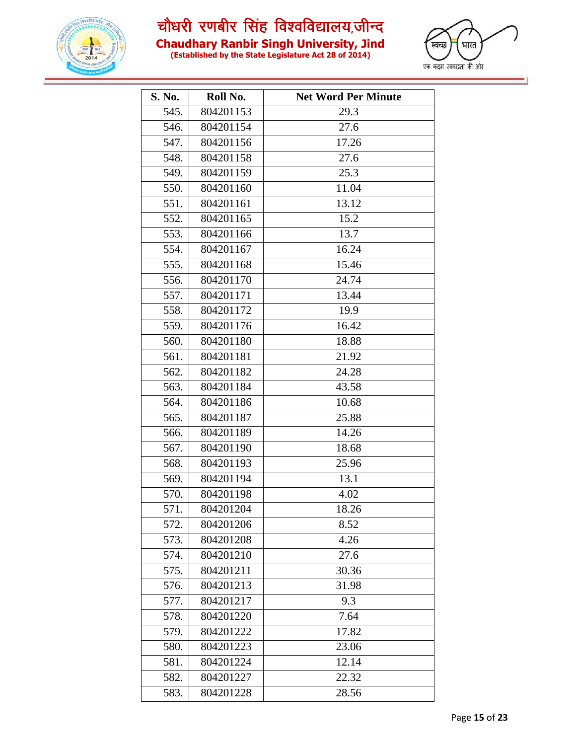# चौधरी रणबीर सिंह विश्वविद्यालय,जीन्द

## Chaudhary Ranbir Singh University, Jind

**(Established by the State Legislature Act 28 of 2014)**

| S. No. | Roll No. | Net Word Per Minute |
|---|---|---|
| 545. | 804201153 | 29.3 |
| 546. | 804201154 | 27.6 |
| 547. | 804201156 | 17.26 |
| 548. | 804201158 | 27.6 |
| 549. | 804201159 | 25.3 |
| 550. | 804201160 | 11.04 |
| 551. | 804201161 | 13.12 |
| 552. | 804201165 | 15.2 |
| 553. | 804201166 | 13.7 |
| 554. | 804201167 | 16.24 |
| 555. | 804201168 | 15.46 |
| 556. | 804201170 | 24.74 |
| 557. | 804201171 | 13.44 |
| 558. | 804201172 | 19.9 |
| 559. | 804201176 | 16.42 |
| 560. | 804201180 | 18.88 |
| 561. | 804201181 | 21.92 |
| 562. | 804201182 | 24.28 |
| 563. | 804201184 | 43.58 |
| 564. | 804201186 | 10.68 |
| 565. | 804201187 | 25.88 |
| 566. | 804201189 | 14.26 |
| 567. | 804201190 | 18.68 |
| 568. | 804201193 | 25.96 |
| 569. | 804201194 | 13.1 |
| 570. | 804201198 | 4.02 |
| 571. | 804201204 | 18.26 |
| 572. | 804201206 | 8.52 |
| 573. | 804201208 | 4.26 |
| 574. | 804201210 | 27.6 |
| 575. | 804201211 | 30.36 |
| 576. | 804201213 | 31.98 |
| 577. | 804201217 | 9.3 |
| 578. | 804201220 | 7.64 |
| 579. | 804201222 | 17.82 |
| 580. | 804201223 | 23.06 |
| 581. | 804201224 | 12.14 |
| 582. | 804201227 | 22.32 |
| 583. | 804201228 | 28.56 |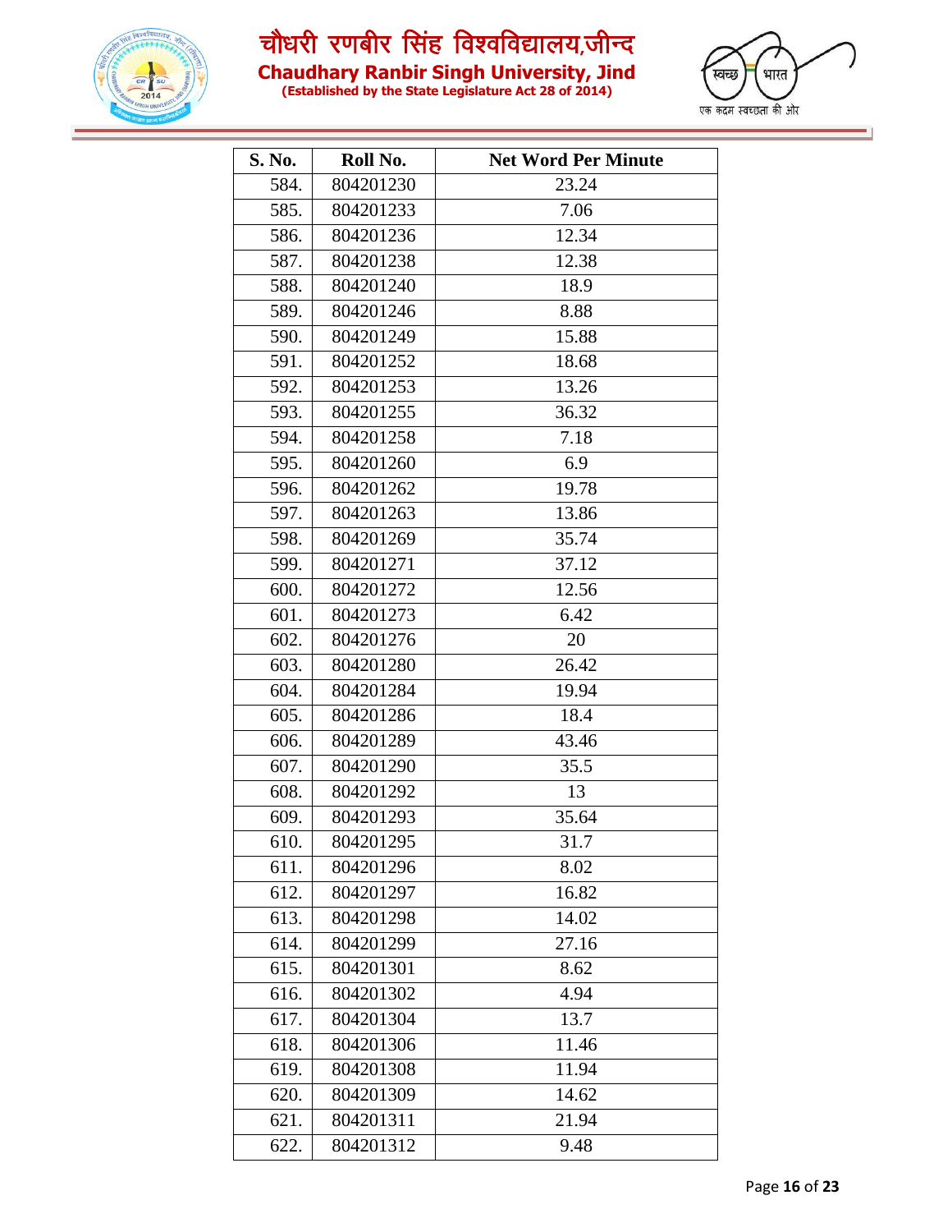| S. No. | Roll No. | Net Word Per Minute |
|---|---|---|
| 584. | 804201230 | 23.24 |
| 585. | 804201233 | 7.06 |
| 586. | 804201236 | 12.34 |
| 587. | 804201238 | 12.38 |
| 588. | 804201240 | 18.9 |
| 589. | 804201246 | 8.88 |
| 590. | 804201249 | 15.88 |
| 591. | 804201252 | 18.68 |
| 592. | 804201253 | 13.26 |
| 593. | 804201255 | 36.32 |
| 594. | 804201258 | 7.18 |
| 595. | 804201260 | 6.9 |
| 596. | 804201262 | 19.78 |
| 597. | 804201263 | 13.86 |
| 598. | 804201269 | 35.74 |
| 599. | 804201271 | 37.12 |
| 600. | 804201272 | 12.56 |
| 601. | 804201273 | 6.42 |
| 602. | 804201276 | 20 |
| 603. | 804201280 | 26.42 |
| 604. | 804201284 | 19.94 |
| 605. | 804201286 | 18.4 |
| 606. | 804201289 | 43.46 |
| 607. | 804201290 | 35.5 |
| 608. | 804201292 | 13 |
| 609. | 804201293 | 35.64 |
| 610. | 804201295 | 31.7 |
| 611. | 804201296 | 8.02 |
| 612. | 804201297 | 16.82 |
| 613. | 804201298 | 14.02 |
| 614. | 804201299 | 27.16 |
| 615. | 804201301 | 8.62 |
| 616. | 804201302 | 4.94 |
| 617. | 804201304 | 13.7 |
| 618. | 804201306 | 11.46 |
| 619. | 804201308 | 11.94 |
| 620. | 804201309 | 14.62 |
| 621. | 804201311 | 21.94 |
| 622. | 804201312 | 9.48 |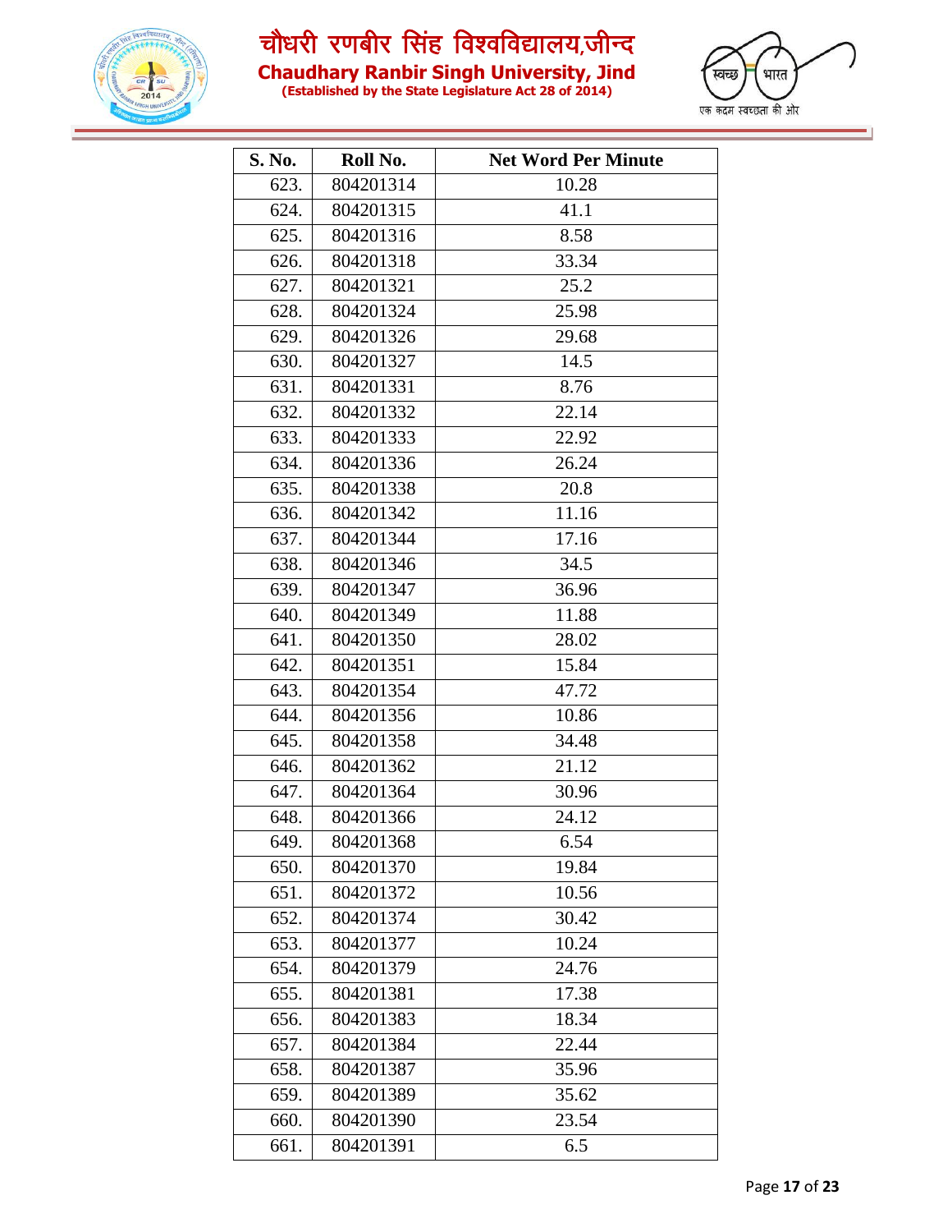| S. No. | Roll No. | Net Word Per Minute |
|---|---|---|
| 623. | 804201314 | 10.28 |
| 624. | 804201315 | 41.1 |
| 625. | 804201316 | 8.58 |
| 626. | 804201318 | 33.34 |
| 627. | 804201321 | 25.2 |
| 628. | 804201324 | 25.98 |
| 629. | 804201326 | 29.68 |
| 630. | 804201327 | 14.5 |
| 631. | 804201331 | 8.76 |
| 632. | 804201332 | 22.14 |
| 633. | 804201333 | 22.92 |
| 634. | 804201336 | 26.24 |
| 635. | 804201338 | 20.8 |
| 636. | 804201342 | 11.16 |
| 637. | 804201344 | 17.16 |
| 638. | 804201346 | 34.5 |
| 639. | 804201347 | 36.96 |
| 640. | 804201349 | 11.88 |
| 641. | 804201350 | 28.02 |
| 642. | 804201351 | 15.84 |
| 643. | 804201354 | 47.72 |
| 644. | 804201356 | 10.86 |
| 645. | 804201358 | 34.48 |
| 646. | 804201362 | 21.12 |
| 647. | 804201364 | 30.96 |
| 648. | 804201366 | 24.12 |
| 649. | 804201368 | 6.54 |
| 650. | 804201370 | 19.84 |
| 651. | 804201372 | 10.56 |
| 652. | 804201374 | 30.42 |
| 653. | 804201377 | 10.24 |
| 654. | 804201379 | 24.76 |
| 655. | 804201381 | 17.38 |
| 656. | 804201383 | 18.34 |
| 657. | 804201384 | 22.44 |
| 658. | 804201387 | 35.96 |
| 659. | 804201389 | 35.62 |
| 660. | 804201390 | 23.54 |
| 661. | 804201391 | 6.5 |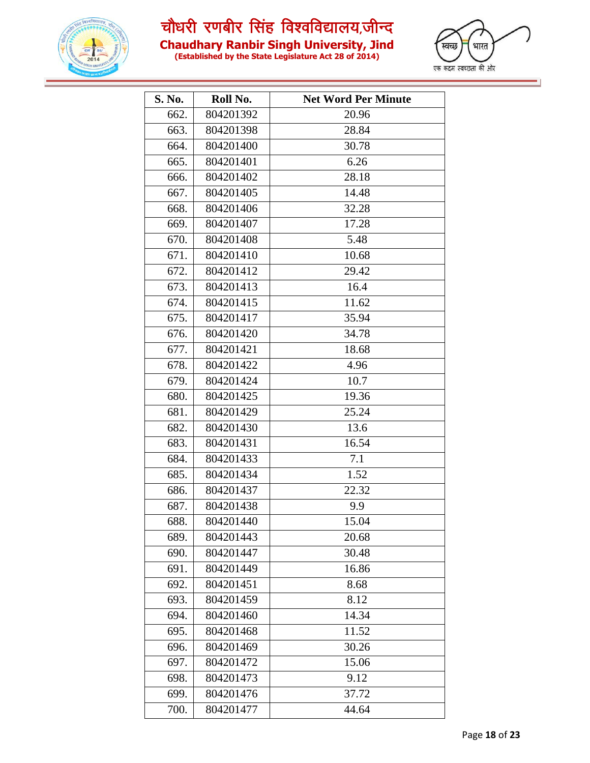| S. No. | Roll No. | Net Word Per Minute |
|---|---|---|
| 662. | 804201392 | 20.96 |
| 663. | 804201398 | 28.84 |
| 664. | 804201400 | 30.78 |
| 665. | 804201401 | 6.26 |
| 666. | 804201402 | 28.18 |
| 667. | 804201405 | 14.48 |
| 668. | 804201406 | 32.28 |
| 669. | 804201407 | 17.28 |
| 670. | 804201408 | 5.48 |
| 671. | 804201410 | 10.68 |
| 672. | 804201412 | 29.42 |
| 673. | 804201413 | 16.4 |
| 674. | 804201415 | 11.62 |
| 675. | 804201417 | 35.94 |
| 676. | 804201420 | 34.78 |
| 677. | 804201421 | 18.68 |
| 678. | 804201422 | 4.96 |
| 679. | 804201424 | 10.7 |
| 680. | 804201425 | 19.36 |
| 681. | 804201429 | 25.24 |
| 682. | 804201430 | 13.6 |
| 683. | 804201431 | 16.54 |
| 684. | 804201433 | 7.1 |
| 685. | 804201434 | 1.52 |
| 686. | 804201437 | 22.32 |
| 687. | 804201438 | 9.9 |
| 688. | 804201440 | 15.04 |
| 689. | 804201443 | 20.68 |
| 690. | 804201447 | 30.48 |
| 691. | 804201449 | 16.86 |
| 692. | 804201451 | 8.68 |
| 693. | 804201459 | 8.12 |
| 694. | 804201460 | 14.34 |
| 695. | 804201468 | 11.52 |
| 696. | 804201469 | 30.26 |
| 697. | 804201472 | 15.06 |
| 698. | 804201473 | 9.12 |
| 699. | 804201476 | 37.72 |
| 700. | 804201477 | 44.64 |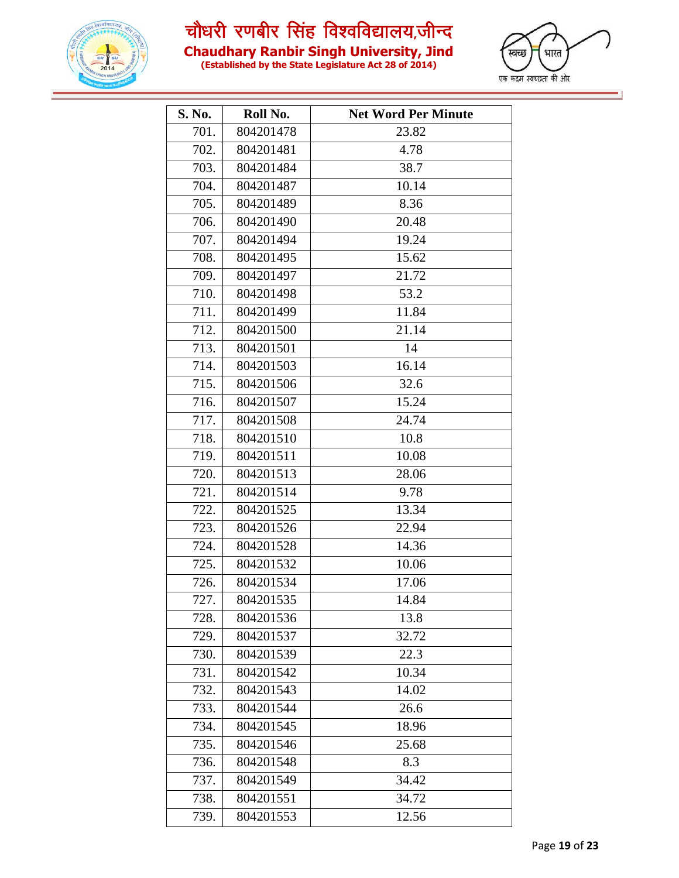| S. No. | Roll No. | Net Word Per Minute |
|---|---|---|
| 701. | 804201478 | 23.82 |
| 702. | 804201481 | 4.78 |
| 703. | 804201484 | 38.7 |
| 704. | 804201487 | 10.14 |
| 705. | 804201489 | 8.36 |
| 706. | 804201490 | 20.48 |
| 707. | 804201494 | 19.24 |
| 708. | 804201495 | 15.62 |
| 709. | 804201497 | 21.72 |
| 710. | 804201498 | 53.2 |
| 711. | 804201499 | 11.84 |
| 712. | 804201500 | 21.14 |
| 713. | 804201501 | 14 |
| 714. | 804201503 | 16.14 |
| 715. | 804201506 | 32.6 |
| 716. | 804201507 | 15.24 |
| 717. | 804201508 | 24.74 |
| 718. | 804201510 | 10.8 |
| 719. | 804201511 | 10.08 |
| 720. | 804201513 | 28.06 |
| 721. | 804201514 | 9.78 |
| 722. | 804201525 | 13.34 |
| 723. | 804201526 | 22.94 |
| 724. | 804201528 | 14.36 |
| 725. | 804201532 | 10.06 |
| 726. | 804201534 | 17.06 |
| 727. | 804201535 | 14.84 |
| 728. | 804201536 | 13.8 |
| 729. | 804201537 | 32.72 |
| 730. | 804201539 | 22.3 |
| 731. | 804201542 | 10.34 |
| 732. | 804201543 | 14.02 |
| 733. | 804201544 | 26.6 |
| 734. | 804201545 | 18.96 |
| 735. | 804201546 | 25.68 |
| 736. | 804201548 | 8.3 |
| 737. | 804201549 | 34.42 |
| 738. | 804201551 | 34.72 |
| 739. | 804201553 | 12.56 |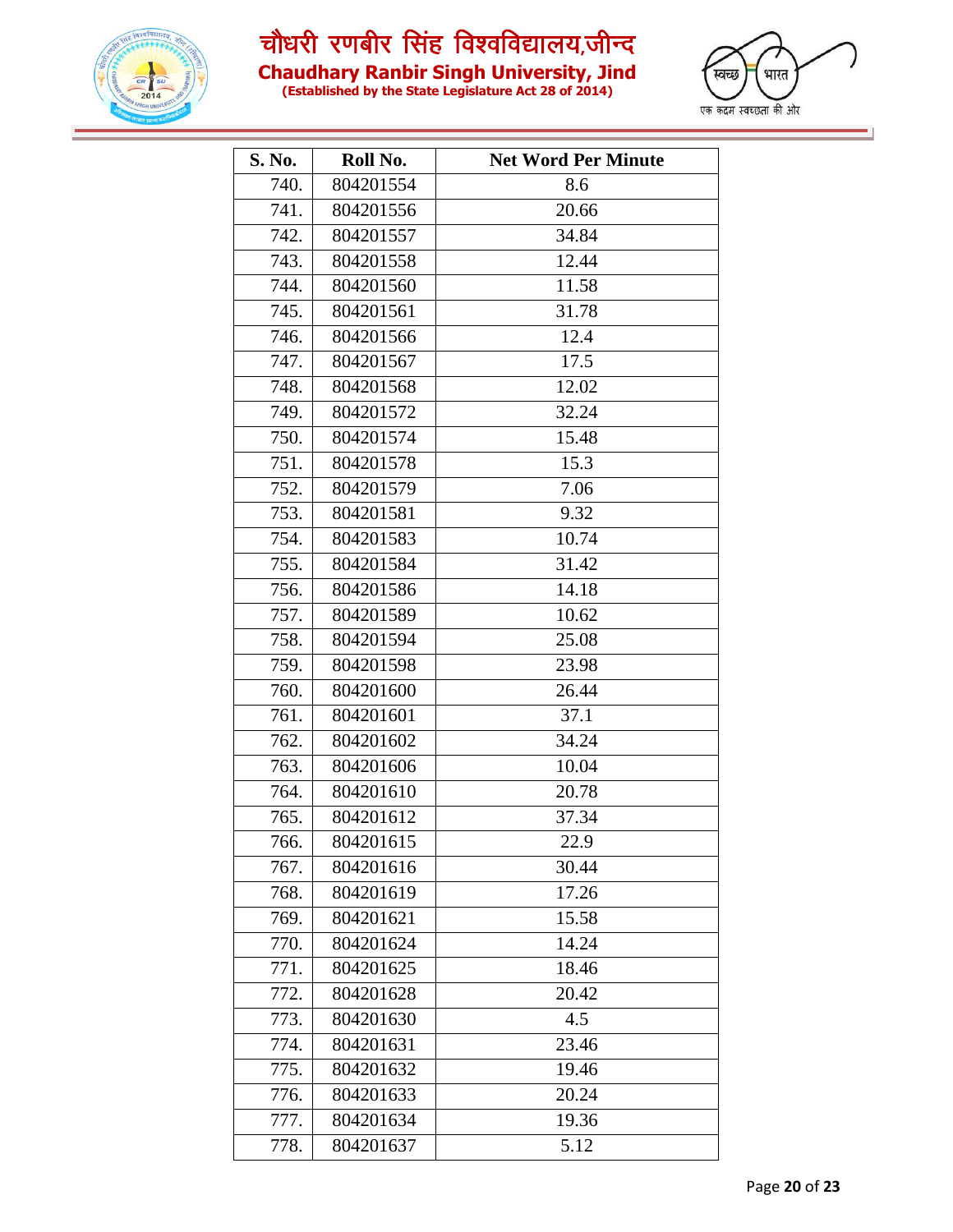| S. No. | Roll No. | Net Word Per Minute |
|---|---|---|
| 740. | 804201554 | 8.6 |
| 741. | 804201556 | 20.66 |
| 742. | 804201557 | 34.84 |
| 743. | 804201558 | 12.44 |
| 744. | 804201560 | 11.58 |
| 745. | 804201561 | 31.78 |
| 746. | 804201566 | 12.4 |
| 747. | 804201567 | 17.5 |
| 748. | 804201568 | 12.02 |
| 749. | 804201572 | 32.24 |
| 750. | 804201574 | 15.48 |
| 751. | 804201578 | 15.3 |
| 752. | 804201579 | 7.06 |
| 753. | 804201581 | 9.32 |
| 754. | 804201583 | 10.74 |
| 755. | 804201584 | 31.42 |
| 756. | 804201586 | 14.18 |
| 757. | 804201589 | 10.62 |
| 758. | 804201594 | 25.08 |
| 759. | 804201598 | 23.98 |
| 760. | 804201600 | 26.44 |
| 761. | 804201601 | 37.1 |
| 762. | 804201602 | 34.24 |
| 763. | 804201606 | 10.04 |
| 764. | 804201610 | 20.78 |
| 765. | 804201612 | 37.34 |
| 766. | 804201615 | 22.9 |
| 767. | 804201616 | 30.44 |
| 768. | 804201619 | 17.26 |
| 769. | 804201621 | 15.58 |
| 770. | 804201624 | 14.24 |
| 771. | 804201625 | 18.46 |
| 772. | 804201628 | 20.42 |
| 773. | 804201630 | 4.5 |
| 774. | 804201631 | 23.46 |
| 775. | 804201632 | 19.46 |
| 776. | 804201633 | 20.24 |
| 777. | 804201634 | 19.36 |
| 778. | 804201637 | 5.12 |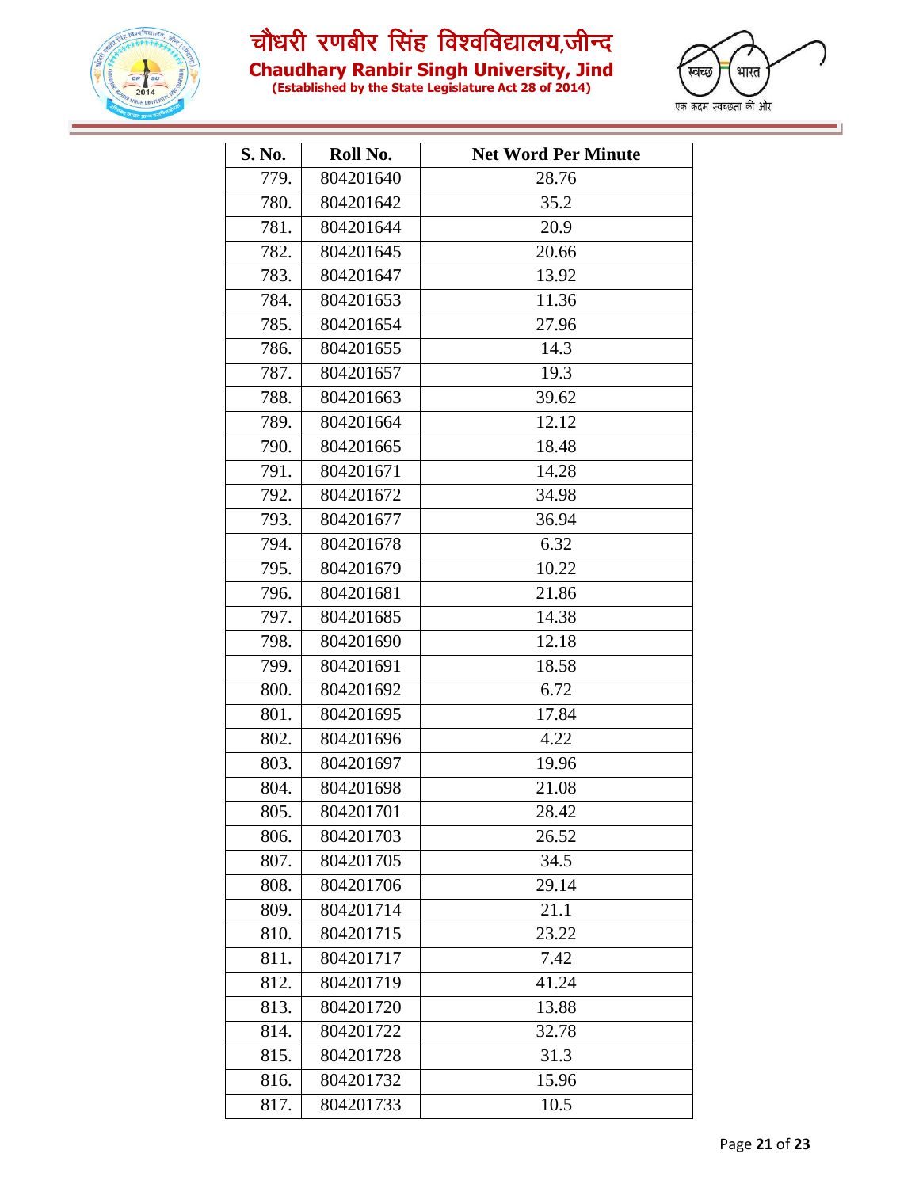| S. No. | Roll No. | Net Word Per Minute |
|---|---|---|
| 779. | 804201640 | 28.76 |
| 780. | 804201642 | 35.2 |
| 781. | 804201644 | 20.9 |
| 782. | 804201645 | 20.66 |
| 783. | 804201647 | 13.92 |
| 784. | 804201653 | 11.36 |
| 785. | 804201654 | 27.96 |
| 786. | 804201655 | 14.3 |
| 787. | 804201657 | 19.3 |
| 788. | 804201663 | 39.62 |
| 789. | 804201664 | 12.12 |
| 790. | 804201665 | 18.48 |
| 791. | 804201671 | 14.28 |
| 792. | 804201672 | 34.98 |
| 793. | 804201677 | 36.94 |
| 794. | 804201678 | 6.32 |
| 795. | 804201679 | 10.22 |
| 796. | 804201681 | 21.86 |
| 797. | 804201685 | 14.38 |
| 798. | 804201690 | 12.18 |
| 799. | 804201691 | 18.58 |
| 800. | 804201692 | 6.72 |
| 801. | 804201695 | 17.84 |
| 802. | 804201696 | 4.22 |
| 803. | 804201697 | 19.96 |
| 804. | 804201698 | 21.08 |
| 805. | 804201701 | 28.42 |
| 806. | 804201703 | 26.52 |
| 807. | 804201705 | 34.5 |
| 808. | 804201706 | 29.14 |
| 809. | 804201714 | 21.1 |
| 810. | 804201715 | 23.22 |
| 811. | 804201717 | 7.42 |
| 812. | 804201719 | 41.24 |
| 813. | 804201720 | 13.88 |
| 814. | 804201722 | 32.78 |
| 815. | 804201728 | 31.3 |
| 816. | 804201732 | 15.96 |
| 817. | 804201733 | 10.5 |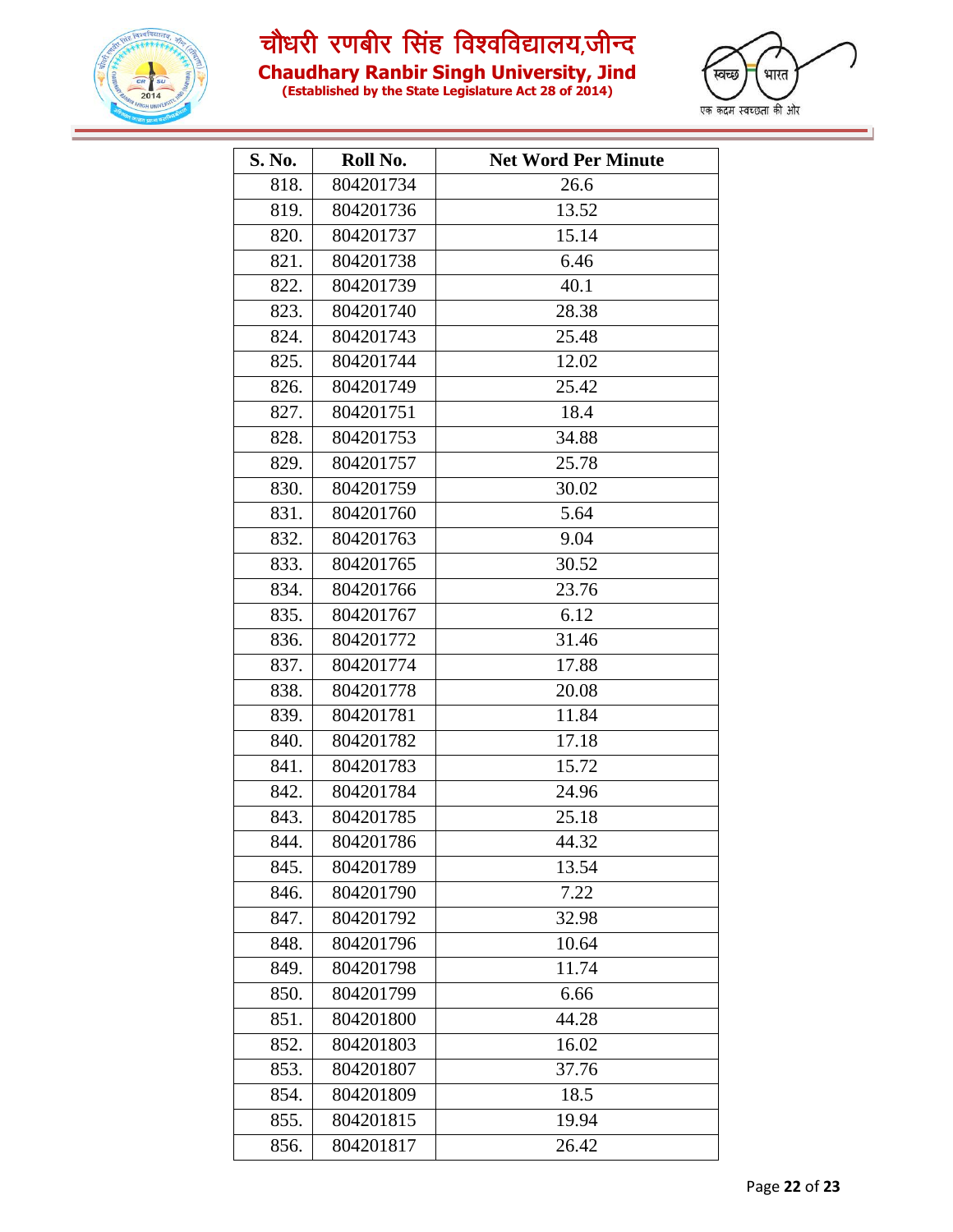| S. No. | Roll No. | Net Word Per Minute |
|---|---|---|
| 818. | 804201734 | 26.6 |
| 819. | 804201736 | 13.52 |
| 820. | 804201737 | 15.14 |
| 821. | 804201738 | 6.46 |
| 822. | 804201739 | 40.1 |
| 823. | 804201740 | 28.38 |
| 824. | 804201743 | 25.48 |
| 825. | 804201744 | 12.02 |
| 826. | 804201749 | 25.42 |
| 827. | 804201751 | 18.4 |
| 828. | 804201753 | 34.88 |
| 829. | 804201757 | 25.78 |
| 830. | 804201759 | 30.02 |
| 831. | 804201760 | 5.64 |
| 832. | 804201763 | 9.04 |
| 833. | 804201765 | 30.52 |
| 834. | 804201766 | 23.76 |
| 835. | 804201767 | 6.12 |
| 836. | 804201772 | 31.46 |
| 837. | 804201774 | 17.88 |
| 838. | 804201778 | 20.08 |
| 839. | 804201781 | 11.84 |
| 840. | 804201782 | 17.18 |
| 841. | 804201783 | 15.72 |
| 842. | 804201784 | 24.96 |
| 843. | 804201785 | 25.18 |
| 844. | 804201786 | 44.32 |
| 845. | 804201789 | 13.54 |
| 846. | 804201790 | 7.22 |
| 847. | 804201792 | 32.98 |
| 848. | 804201796 | 10.64 |
| 849. | 804201798 | 11.74 |
| 850. | 804201799 | 6.66 |
| 851. | 804201800 | 44.28 |
| 852. | 804201803 | 16.02 |
| 853. | 804201807 | 37.76 |
| 854. | 804201809 | 18.5 |
| 855. | 804201815 | 19.94 |
| 856. | 804201817 | 26.42 |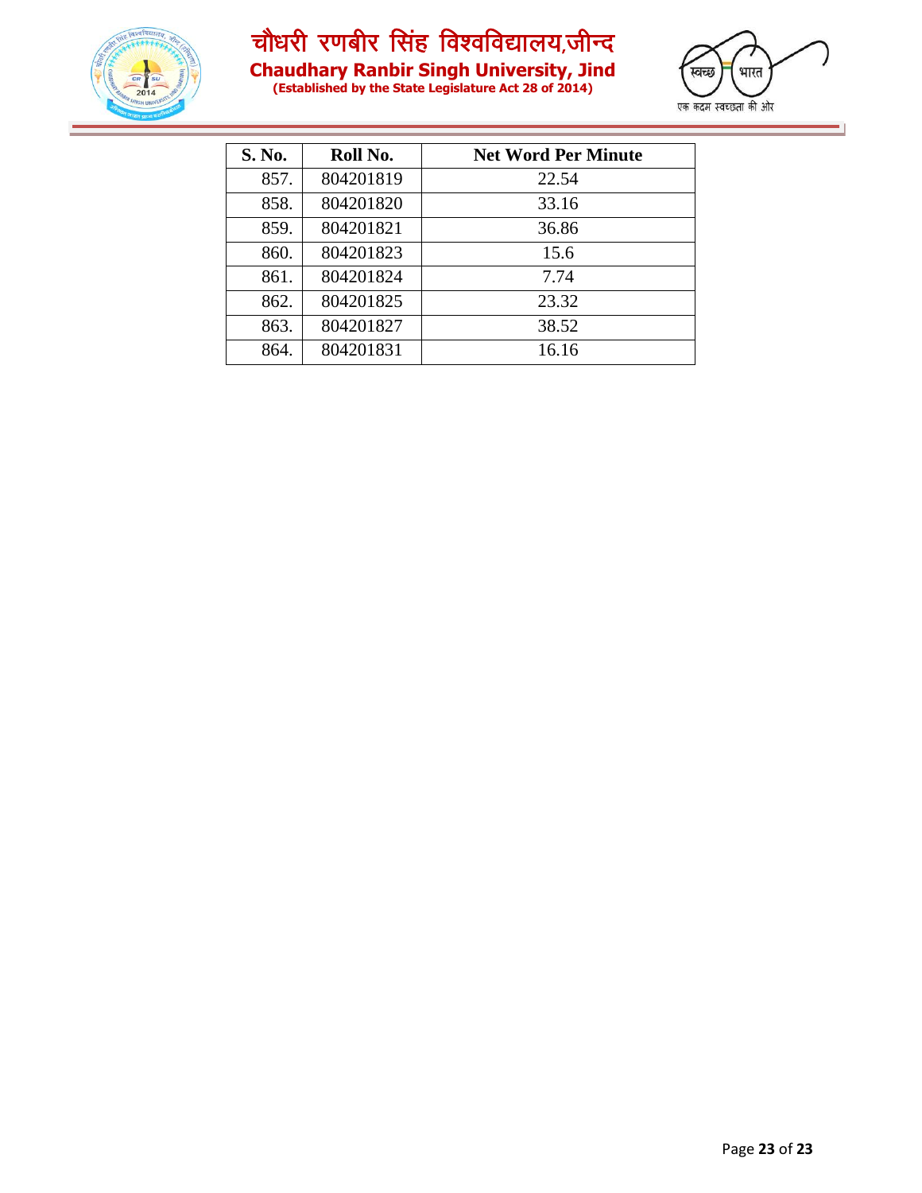| S. No. | Roll No. | Net Word Per Minute |
|---|---|---|
| 857. | 804201819 | 22.54 |
| 858. | 804201820 | 33.16 |
| 859. | 804201821 | 36.86 |
| 860. | 804201823 | 15.6 |
| 861. | 804201824 | 7.74 |
| 862. | 804201825 | 23.32 |
| 863. | 804201827 | 38.52 |
| 864. | 804201831 | 16.16 |